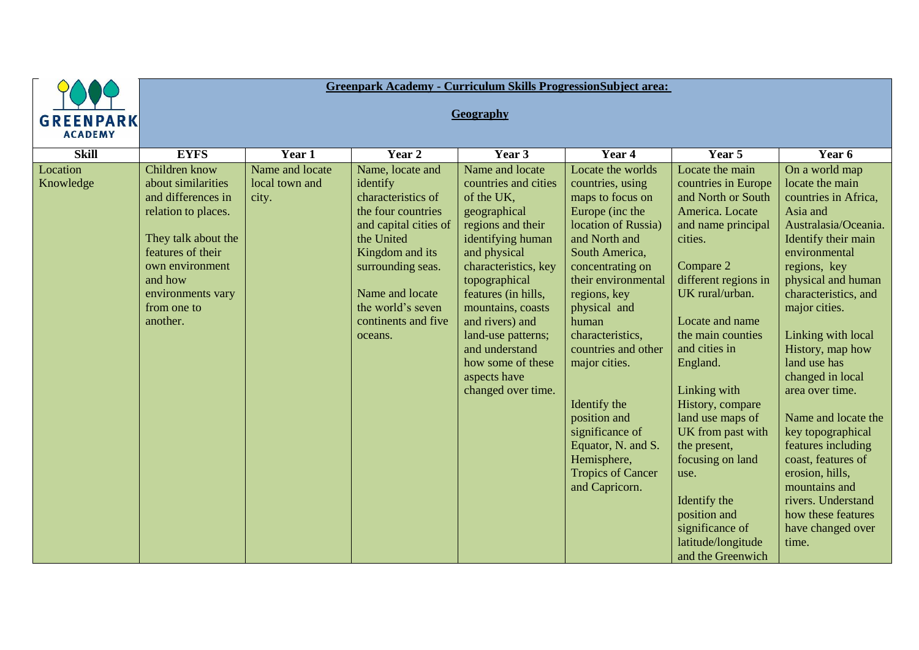**Greenpark Academy - Curriculum Skills ProgressionSubject area:**

**Geography**

| Skill | EYFS | Year 1 | Year 2 | Year 3 | Year 4 | Year 5 | Year 6 |
|---|---|---|---|---|---|---|---|
| Location Knowledge | Children know about similarities and differences in relation to places.<br><br>They talk about the features of their own environment and how environments vary from one to another. | Name and locate local town and city. | Name, locate and identify characteristics of the four countries and capital cities of the United Kingdom and its surrounding seas.<br><br>Name and locate the world's seven continents and five oceans. | Name and locate countries and cities of the UK, geographical regions and their identifying human and physical characteristics, key topographical features (in hills, mountains, coasts and rivers) and land-use patterns; and understand how some of these aspects have changed over time. | Locate the worlds countries, using maps to focus on Europe (inc the location of Russia) and North and South America, concentrating on their environmental regions, key physical and human characteristics, countries and other major cities.<br><br>Identify the position and significance of Equator, N. and S. Hemisphere, Tropics of Cancer and Capricorn. | Locate the main countries in Europe and North or South America. Locate and name principal cities.<br><br>Compare 2 different regions in UK rural/urban.<br><br>Locate and name the main counties and cities in England.<br><br>Linking with History, compare land use maps of UK from past with the present, focusing on land use.<br><br>Identify the position and significance of latitude/longitude and the Greenwich | On a world map locate the main countries in Africa, Asia and Australasia/Oceania. Identify their main environmental regions, key physical and human characteristics, and major cities.<br><br>Linking with local History, map how land use has changed in local area over time.<br><br>Name and locate the key topographical features including coast, features of erosion, hills, mountains and rivers. Understand how these features have changed over time. |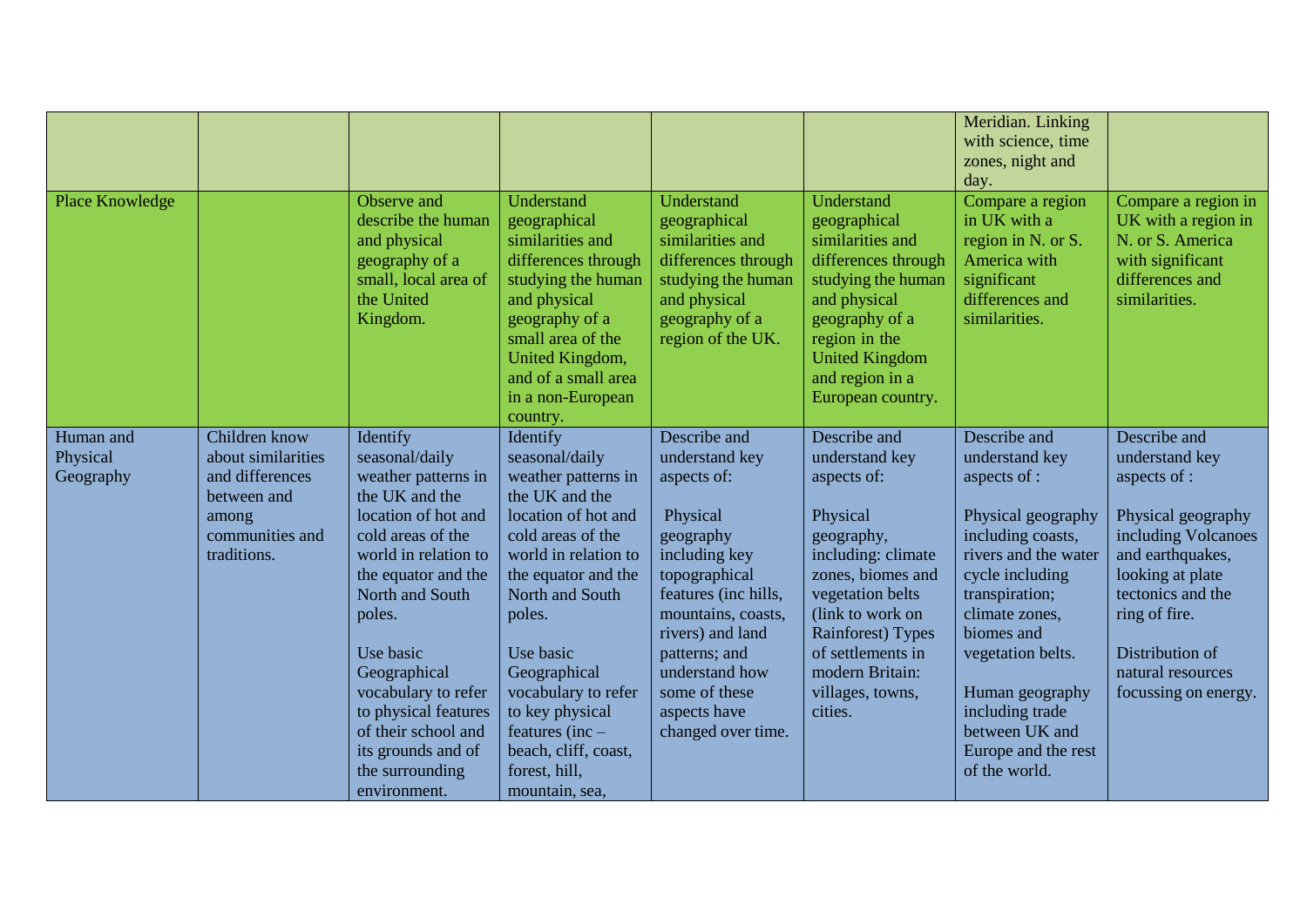| | | | | | | | |
|---|---|---|---|---|---|---|---|
| | | | | | | Meridian. Linking with science, time zones, night and day. | |
| Place Knowledge | | Observe and describe the human and physical geography of a small, local area of the United Kingdom. | Understand geographical similarities and differences through studying the human and physical geography of a small area of the United Kingdom, and of a small area in a non-European country. | Understand geographical similarities and differences through studying the human and physical geography of a region of the UK. | Understand geographical similarities and differences through studying the human and physical geography of a region in the United Kingdom and region in a European country. | Compare a region in UK with a region in N. or S. America with significant differences and similarities. | Compare a region in UK with a region in N. or S. America with significant differences and similarities. |
| Human and Physical Geography | Children know about similarities and differences between and among communities and traditions. | Identify seasonal/daily weather patterns in the UK and the location of hot and cold areas of the world in relation to the equator and the North and South poles.<br><br>Use basic Geographical vocabulary to refer to physical features of their school and its grounds and of the surrounding environment. | Identify seasonal/daily weather patterns in the UK and the location of hot and cold areas of the world in relation to the equator and the North and South poles.<br><br>Use basic Geographical vocabulary to refer to key physical features (inc – beach, cliff, coast, forest, hill, mountain, sea, | Describe and understand key aspects of:<br><br>Physical geography including key topographical features (inc hills, mountains, coasts, rivers) and land patterns; and understand how some of these aspects have changed over time. | Describe and understand key aspects of:<br><br>Physical geography, including: climate zones, biomes and vegetation belts (link to work on Rainforest) Types of settlements in modern Britain: villages, towns, cities. | Describe and understand key aspects of :<br><br>Physical geography including coasts, rivers and the water cycle including transpiration; climate zones, biomes and vegetation belts.<br><br>Human geography including trade between UK and Europe and the rest of the world. | Describe and understand key aspects of :<br><br>Physical geography including Volcanoes and earthquakes, looking at plate tectonics and the ring of fire.<br><br>Distribution of natural resources focussing on energy. |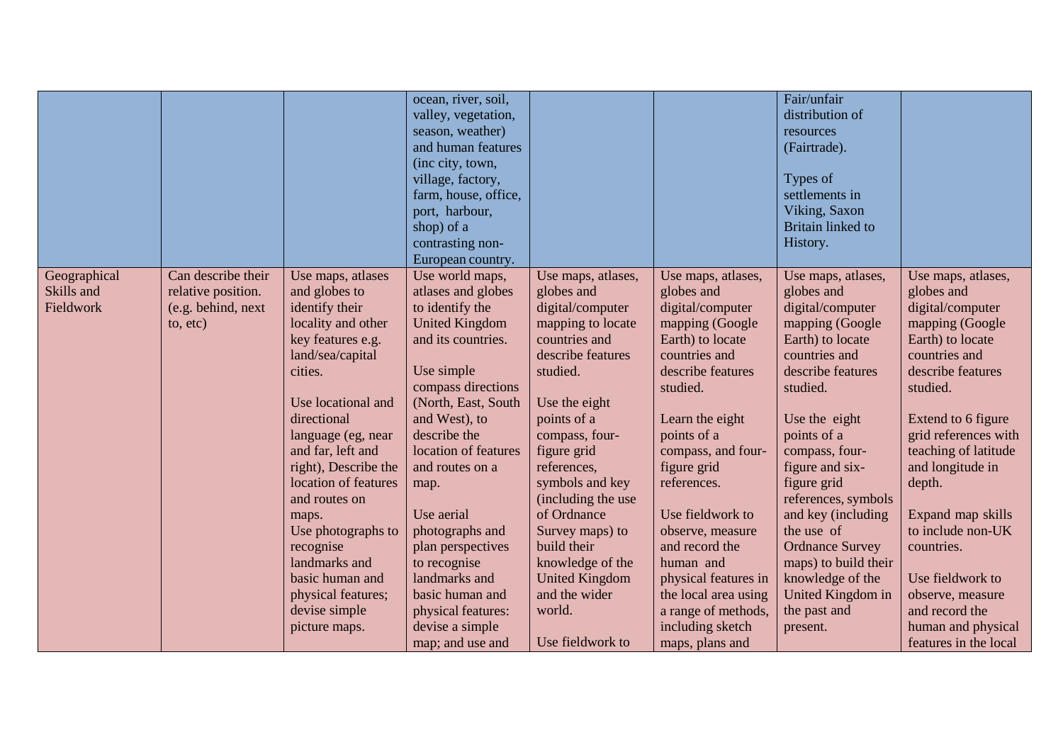| | | | | | | | |
|---|---|---|---|---|---|---|---|
| | | | ocean, river, soil, valley, vegetation, season, weather) and human features (inc city, town, village, factory, farm, house, office, port, harbour, shop) of a contrasting non-European country. | | | Fair/unfair distribution of resources (Fairtrade).<br><br>Types of settlements in Viking, Saxon Britain linked to History. | |
| Geographical Skills and Fieldwork | Can describe their relative position. (e.g. behind, next to, etc) | Use maps, atlases and globes to identify their locality and other key features e.g. land/sea/capital cities.<br><br>Use locational and directional language (eg, near and far, left and right), Describe the location of features and routes on maps.<br>Use photographs to recognise landmarks and basic human and physical features; devise simple picture maps. | Use world maps, atlases and globes to identify the United Kingdom and its countries.<br><br>Use simple compass directions (North, East, South and West), to describe the location of features and routes on a map.<br><br>Use aerial photographs and plan perspectives to recognise landmarks and basic human and physical features: devise a simple map; and use and | Use maps, atlases, globes and digital/computer mapping to locate countries and describe features studied.<br><br>Use the eight points of a compass, four-figure grid references, symbols and key (including the use of Ordnance Survey maps) to build their knowledge of the United Kingdom and the wider world.<br><br>Use fieldwork to | Use maps, atlases, globes and digital/computer mapping (Google Earth) to locate countries and describe features studied.<br><br>Learn the eight points of a compass, and four-figure grid references.<br><br>Use fieldwork to observe, measure and record the human and physical features in the local area using a range of methods, including sketch maps, plans and | Use maps, atlases, globes and digital/computer mapping (Google Earth) to locate countries and describe features studied.<br><br>Use the eight points of a compass, four-figure and six-figure grid references, symbols and key (including the use of Ordnance Survey maps) to build their knowledge of the United Kingdom in the past and present. | Use maps, atlases, globes and digital/computer mapping (Google Earth) to locate countries and describe features studied.<br><br>Extend to 6 figure grid references with teaching of latitude and longitude in depth.<br><br>Expand map skills to include non-UK countries.<br><br>Use fieldwork to observe, measure and record the human and physical features in the local |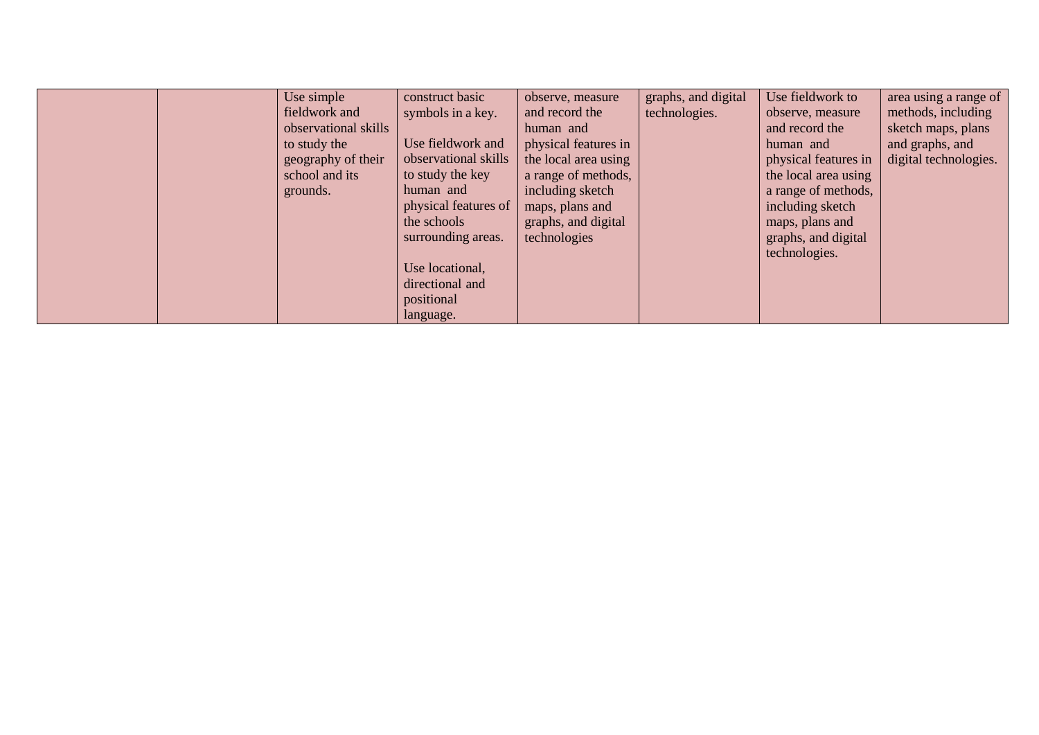| | | | | | | | |
|---|---|---|---|---|---|---|---|
| | | Use simple fieldwork and observational skills to study the geography of their school and its grounds. | construct basic symbols in a key.<br><br>Use fieldwork and observational skills to study the key human and physical features of the schools surrounding areas.<br><br>Use locational, directional and positional language. | observe, measure and record the human and physical features in the local area using a range of methods, including sketch maps, plans and graphs, and digital technologies | graphs, and digital technologies. | Use fieldwork to observe, measure and record the human and physical features in the local area using a range of methods, including sketch maps, plans and graphs, and digital technologies. | area using a range of methods, including sketch maps, plans and graphs, and digital technologies. |